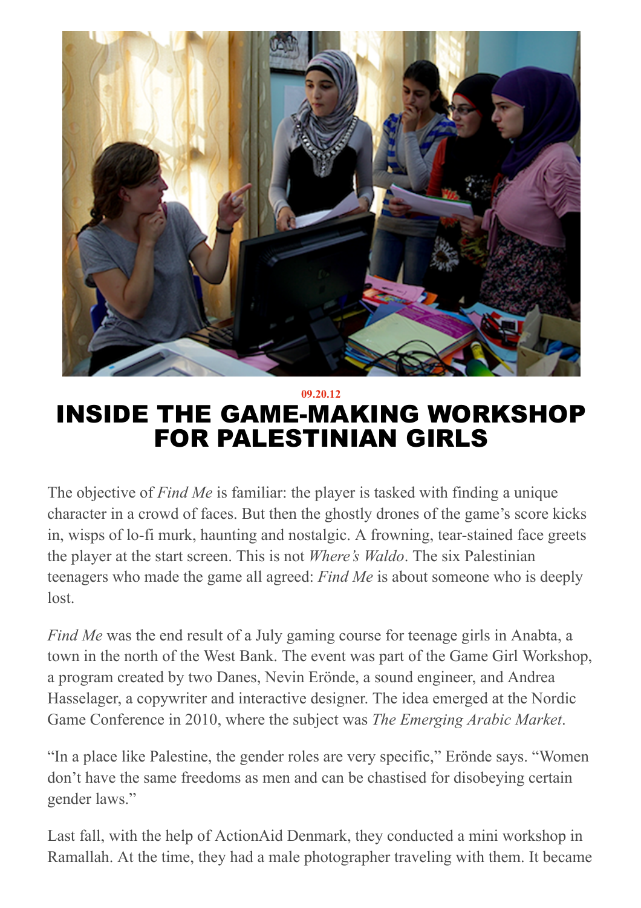09.20.12

# INSIDE THE GAME-MAKING WORKSHOP FOR PALESTINIAN GIRLS

The objective of *Find Me* is familiar: the player is tasked with finding a unique character in a crowd of faces. But then the ghostly drones of the game's score kicks in, wisps of lo-fi murk, haunting and nostalgic. A frowning, tear-stained face greets the player at the start screen. This is not *Where's Waldo*. The six Palestinian teenagers who made the game all agreed: *Find Me* is about someone who is deeply lost.

*Find Me* was the end result of a July gaming course for teenage girls in Anabta, a town in the north of the West Bank. The event was part of the Game Girl Workshop, a program created by two Danes, Nevin Erönde, a sound engineer, and Andrea Hasselager, a copywriter and interactive designer. The idea emerged at the Nordic Game Conference in 2010, where the subject was *The Emerging Arabic Market*.

"In a place like Palestine, the gender roles are very specific," Erönde says. "Women don't have the same freedoms as men and can be chastised for disobeying certain gender laws."

Last fall, with the help of ActionAid Denmark, they conducted a mini workshop in Ramallah. At the time, they had a male photographer traveling with them. It became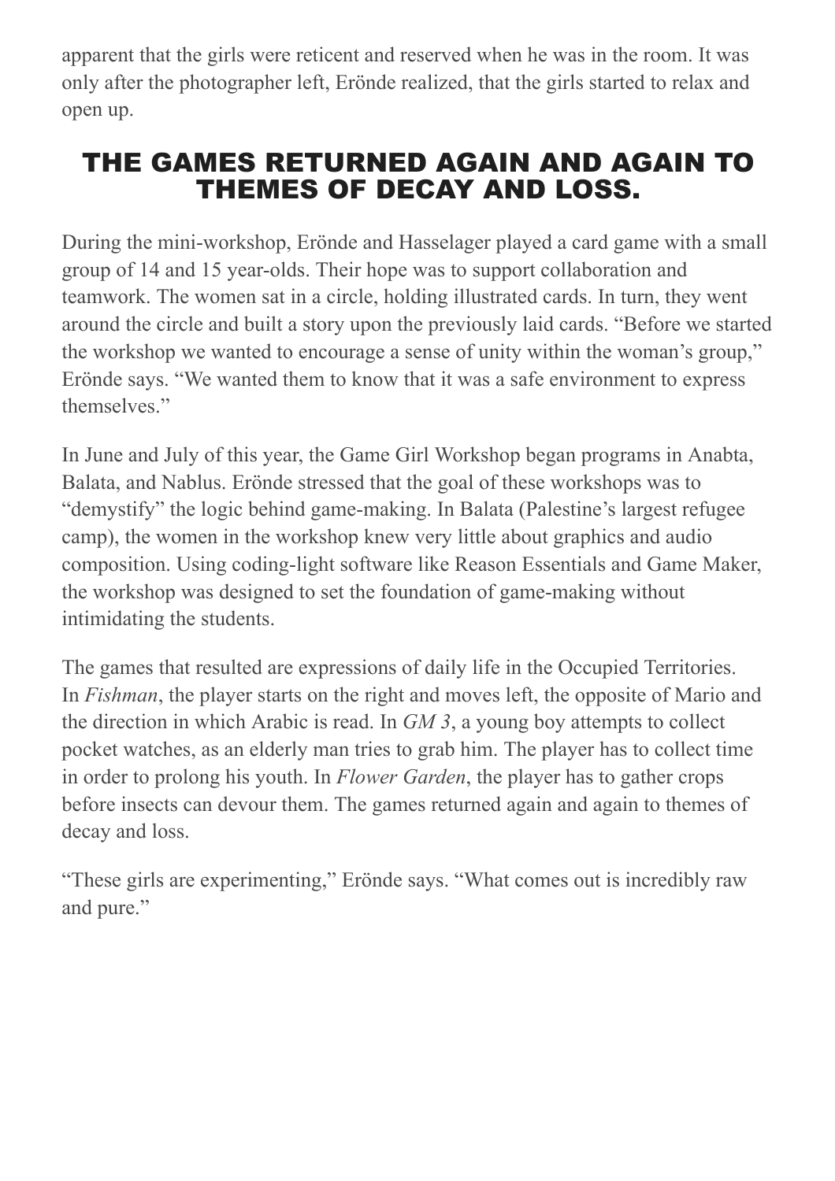apparent that the girls were reticent and reserved when he was in the room. It was only after the photographer left, Erönde realized, that the girls started to relax and open up.

## THE GAMES RETURNED AGAIN AND AGAIN TO THEMES OF DECAY AND LOSS.

During the mini-workshop, Erönde and Hasselager played a card game with a small group of 14 and 15 year-olds. Their hope was to support collaboration and teamwork. The women sat in a circle, holding illustrated cards. In turn, they went around the circle and built a story upon the previously laid cards. "Before we started the workshop we wanted to encourage a sense of unity within the woman's group," Erönde says. "We wanted them to know that it was a safe environment to express themselves."

In June and July of this year, the Game Girl Workshop began programs in Anabta, Balata, and Nablus. Erönde stressed that the goal of these workshops was to "demystify" the logic behind game-making. In Balata (Palestine's largest refugee camp), the women in the workshop knew very little about graphics and audio composition. Using coding-light software like Reason Essentials and Game Maker, the workshop was designed to set the foundation of game-making without intimidating the students.

The games that resulted are expressions of daily life in the Occupied Territories. In *Fishman*, the player starts on the right and moves left, the opposite of Mario and the direction in which Arabic is read. In *GM 3*, a young boy attempts to collect pocket watches, as an elderly man tries to grab him. The player has to collect time in order to prolong his youth. In *Flower Garden*, the player has to gather crops before insects can devour them. The games returned again and again to themes of decay and loss.

"These girls are experimenting," Erönde says. "What comes out is incredibly raw and pure."